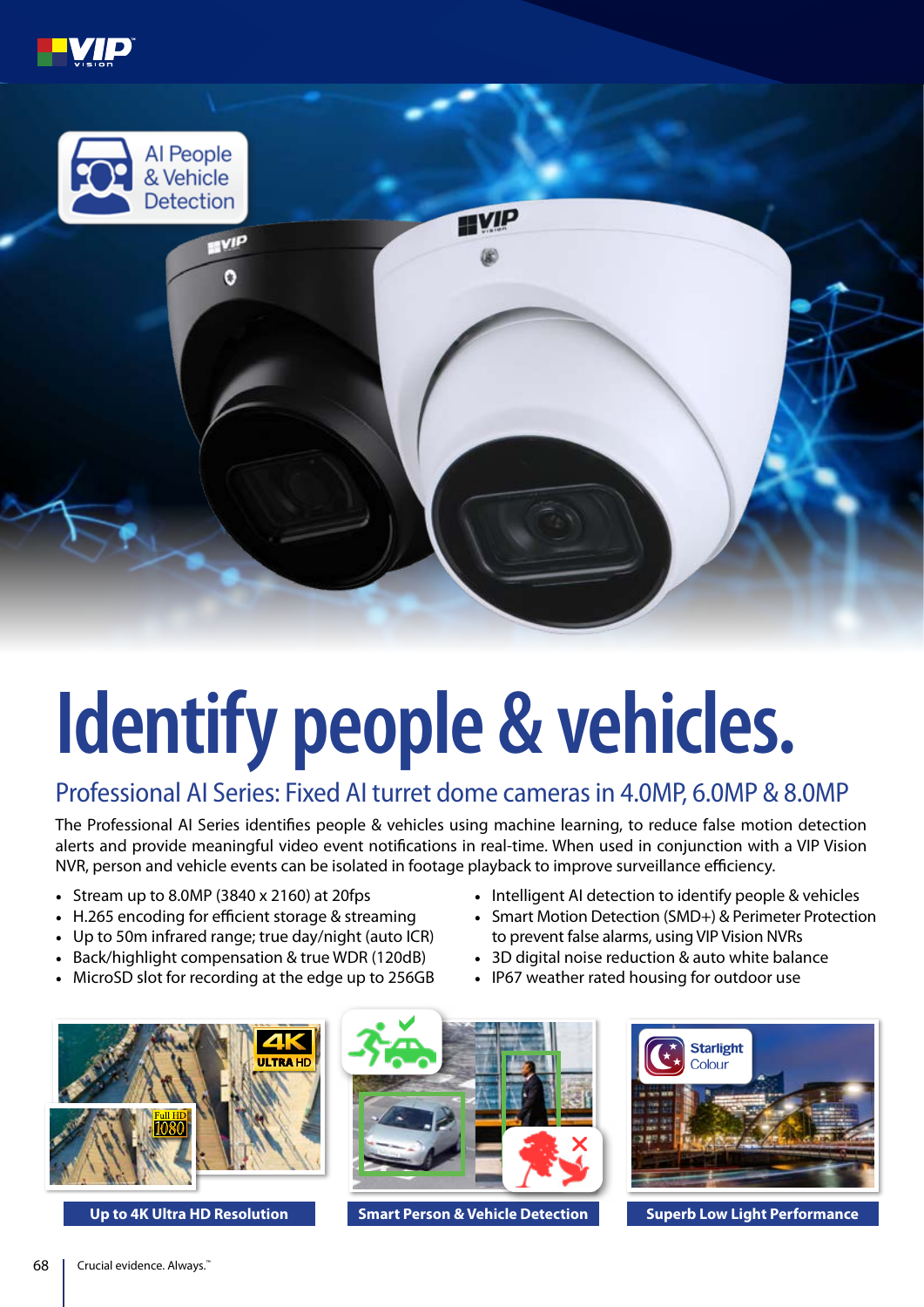AI People & Vehicle Detection

# Identify people & vehicles.

## Professional AI Series: Fixed AI turret dome cameras in 4.0MP, 6.0MP & 8.0MP

The Professional AI Series identifies people & vehicles using machine learning, to reduce false motion detection alerts and provide meaningful video event notifications in real-time. When used in conjunction with a VIP Vision NVR, person and vehicle events can be isolated in footage playback to improve surveillance efficiency.

- Stream up to 8.0MP (3840 x 2160) at 20fps
- H.265 encoding for efficient storage & streaming
- Up to 50m infrared range; true day/night (auto ICR)
- Back/highlight compensation & true WDR (120dB)
- MicroSD slot for recording at the edge up to 256GB
- Intelligent AI detection to identify people & vehicles
- Smart Motion Detection (SMD+) & Perimeter Protection to prevent false alarms, using VIP Vision NVRs
- 3D digital noise reduction & auto white balance
- IP67 weather rated housing for outdoor use

**Up to 4K Ultra HD Resolution**

**Smart Person & Vehicle Detection**

**Superb Low Light Performance**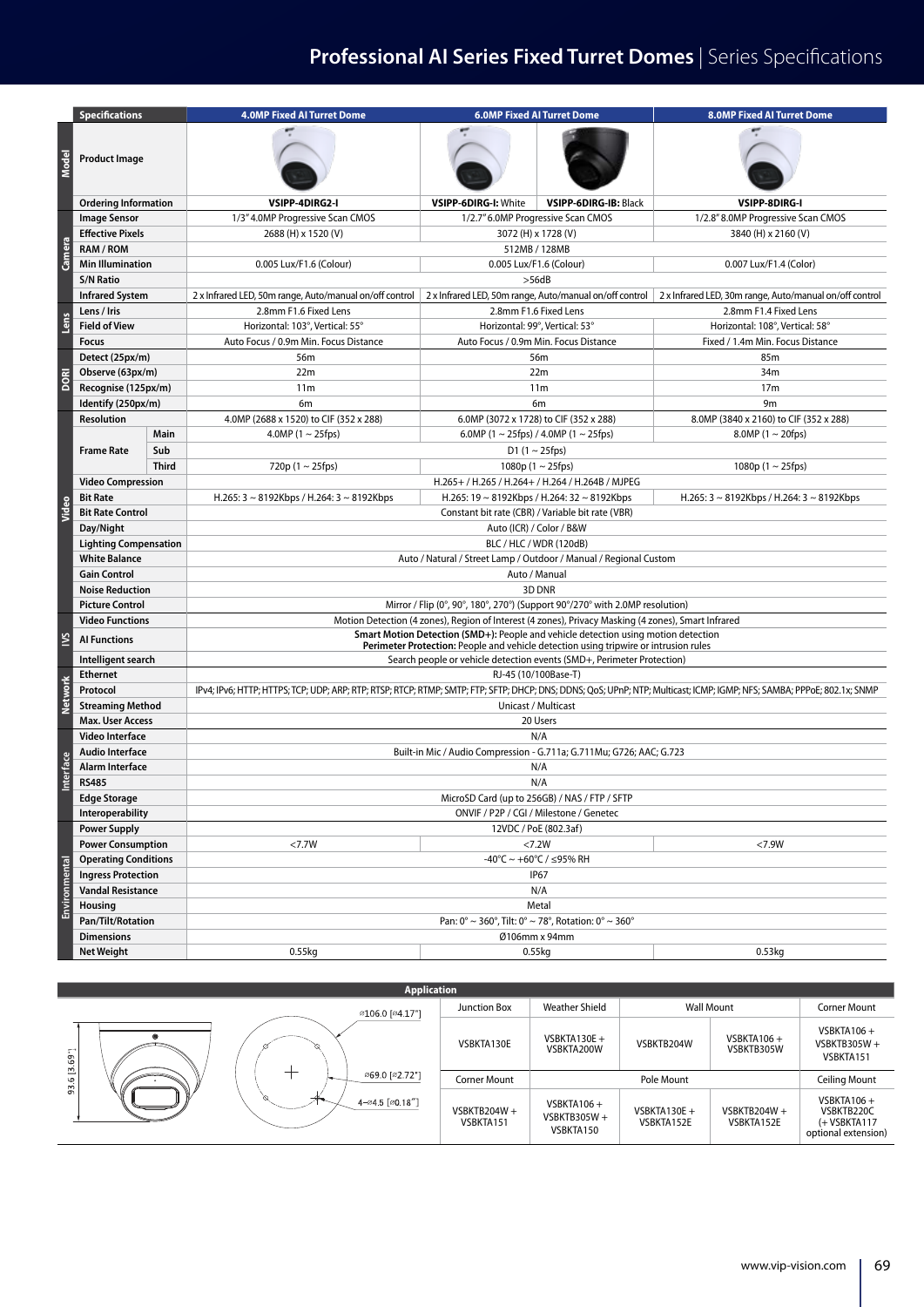# Professional AI Series Fixed Turret Domes | Series Specifications

| | Specifications | | 4.0MP Fixed AI Turret Dome | 6.0MP Fixed AI Turret Dome | | 8.0MP Fixed AI Turret Dome |
|---|---|---|---|---|---|---|
| Model | Product Image | | | | | |
| | Ordering Information | | VSIPP-4DIRG2-I | **VSIPP-6DIRG-I:** White | **VSIPP-6DIRG-IB:** Black | VSIPP-8DIRG-I |
| Camera | Image Sensor | | 1/3" 4.0MP Progressive Scan CMOS | 1/2.7" 6.0MP Progressive Scan CMOS | | 1/2.8" 8.0MP Progressive Scan CMOS |
| | Effective Pixels | | 2688 (H) x 1520 (V) | 3072 (H) x 1728 (V) | | 3840 (H) x 2160 (V) |
| | RAM / ROM | | 512MB / 128MB | | | |
| | Min Illumination | | 0.005 Lux/F1.6 (Colour) | 0.005 Lux/F1.6 (Colour) | | 0.007 Lux/F1.4 (Color) |
| | S/N Ratio | | >56dB | | | |
| | Infrared System | | 2 x Infrared LED, 50m range, Auto/manual on/off control | 2 x Infrared LED, 50m range, Auto/manual on/off control | | 2 x Infrared LED, 30m range, Auto/manual on/off control |
| Lens | Lens / Iris | | 2.8mm F1.6 Fixed Lens | 2.8mm F1.6 Fixed Lens | | 2.8mm F1.4 Fixed Lens |
| | Field of View | | Horizontal: 103°, Vertical: 55° | Horizontal: 99°, Vertical: 53° | | Horizontal: 108°, Vertical: 58° |
| | Focus | | Auto Focus / 0.9m Min. Focus Distance | Auto Focus / 0.9m Min. Focus Distance | | Fixed / 1.4m Min. Focus Distance |
| DORI | Detect (25px/m) | | 56m | 56m | | 85m |
| | Observe (63px/m) | | 22m | 22m | | 34m |
| | Recognise (125px/m) | | 11m | 11m | | 17m |
| | Identify (250px/m) | | 6m | 6m | | 9m |
| Video | Resolution | | 4.0MP (2688 x 1520) to CIF (352 x 288) | 6.0MP (3072 x 1728) to CIF (352 x 288) | | 8.0MP (3840 x 2160) to CIF (352 x 288) |
| | Frame Rate | Main | 4.0MP (1 ~ 25fps) | 6.0MP (1 ~ 25fps) / 4.0MP (1 ~ 25fps) | | 8.0MP (1 ~ 20fps) |
| | | Sub | D1 (1 ~ 25fps) | | | |
| | | Third | 720p (1 ~ 25fps) | 1080p (1 ~ 25fps) | | 1080p (1 ~ 25fps) |
| | Video Compression | | H.265+ / H.265 / H.264+ / H.264 / H.264B / MJPEG | | | |
| | Bit Rate | | H.265: 3 ~ 8192Kbps / H.264: 3 ~ 8192Kbps | H.265: 19 ~ 8192Kbps / H.264: 32 ~ 8192Kbps | | H.265: 3 ~ 8192Kbps / H.264: 3 ~ 8192Kbps |
| | Bit Rate Control | | Constant bit rate (CBR) / Variable bit rate (VBR) | | | |
| | Day/Night | | Auto (ICR) / Color / B&W | | | |
| | Lighting Compensation | | BLC / HLC / WDR (120dB) | | | |
| | White Balance | | Auto / Natural / Street Lamp / Outdoor / Manual / Regional Custom | | | |
| | Gain Control | | Auto / Manual | | | |
| | Noise Reduction | | 3D DNR | | | |
| | Picture Control | | Mirror / Flip (0°, 90°, 180°, 270°) (Support 90°/270° with 2.0MP resolution) | | | |
| | Video Functions | | Motion Detection (4 zones), Region of Interest (4 zones), Privacy Masking (4 zones), Smart Infrared | | | |
| IVS | AI Functions | | **Smart Motion Detection (SMD+):** People and vehicle detection using motion detection **Perimeter Protection:** People and vehicle detection using tripwire or intrusion rules | | | |
| | Intelligent search | | Search people or vehicle detection events (SMD+, Perimeter Protection) | | | |
| Network | Ethernet | | RJ-45 (10/100Base-T) | | | |
| | Protocol | | IPv4; IPv6; HTTP; HTTPS; TCP; UDP; ARP; RTP; RTSP; RTCP; RTMP; SMTP; FTP; SFTP; DHCP; DNS; DDNS; QoS; UPnP; NTP; Multicast; ICMP; IGMP; NFS; SAMBA; PPPoE; 802.1x; SNMP | | | |
| | Streaming Method | | Unicast / Multicast | | | |
| | Max. User Access | | 20 Users | | | |
| Interface | Video Interface | | N/A | | | |
| | Audio Interface | | Built-in Mic / Audio Compression - G.711a; G.711Mu; G726; AAC; G.723 | | | |
| | Alarm Interface | | N/A | | | |
| | RS485 | | N/A | | | |
| | Edge Storage | | MicroSD Card (up to 256GB) / NAS / FTP / SFTP | | | |
| | Interoperability | | ONVIF / P2P / CGI / Milestone / Genetec | | | |
| Environmental | Power Supply | | 12VDC / PoE (802.3af) | | | |
| | Power Consumption | | <7.7W | <7.2W | | <7.9W |
| | Operating Conditions | | -40°C ~ +60°C / ≤95% RH | | | |
| | Ingress Protection | | IP67 | | | |
| | Vandal Resistance | | N/A | | | |
| | Housing | | Metal | | | |
| | Pan/Tilt/Rotation | | Pan: 0° ~ 360°, Tilt: 0° ~ 78°, Rotation: 0° ~ 360° | | | |
| | Dimensions | | Ø106mm x 94mm | | | |
| | Net Weight | | 0.55kg | 0.55kg | | 0.53kg |

## Application

93.6 [3.69"]
⌀106.0 [⌀4.17"]
⌀69.0 [⌀2.72"]
4–⌀4.5 [⌀0.18"]

| Junction Box | Weather Shield | Wall Mount | | Corner Mount |
|---|---|---|---|---|
| VSBKTA130E | VSBKTA130E + VSBKTA200W | VSBKTB204W | VSBKTA106 + VSBKTB305W | VSBKTA106 + VSBKTB305W + VSBKTA151 |
| Corner Mount | | Pole Mount | | Ceiling Mount |
| VSBKTB204W + VSBKTA151 | VSBKTA106 + VSBKTB305W + VSBKTA150 | VSBKTA130E + VSBKTA152E | VSBKTB204W + VSBKTA152E | VSBKTA106 + VSBKTB220C (+ VSBKTA117 optional extension) |